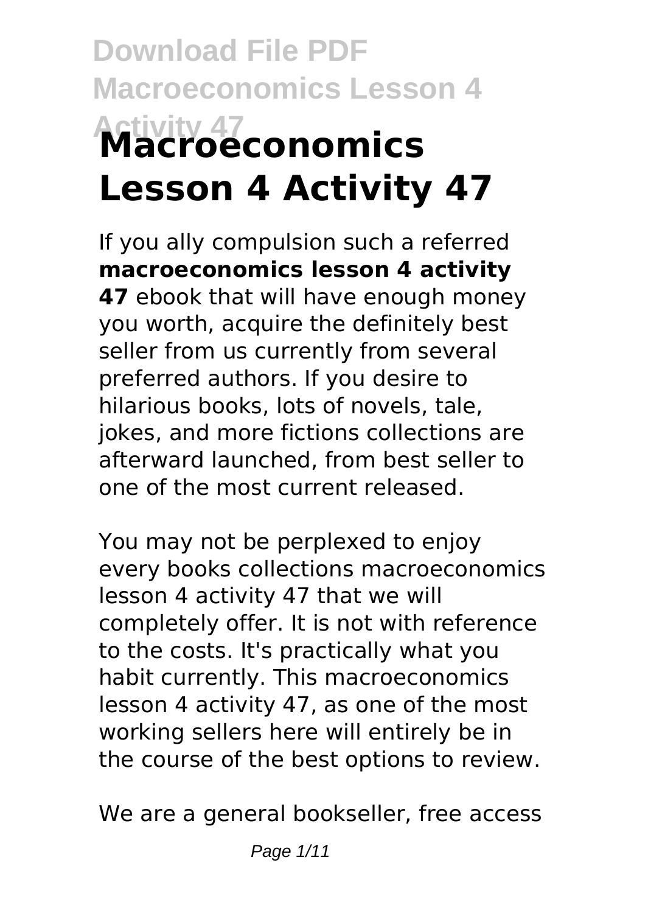# Macroeconomics Lesson 4 Activity 47

If you ally compulsion such a referred **macroeconomics lesson 4 activity 47** ebook that will have enough money you worth, acquire the definitely best seller from us currently from several preferred authors. If you desire to hilarious books, lots of novels, tale, jokes, and more fictions collections are afterward launched, from best seller to one of the most current released.

You may not be perplexed to enjoy every books collections macroeconomics lesson 4 activity 47 that we will completely offer. It is not with reference to the costs. It's practically what you habit currently. This macroeconomics lesson 4 activity 47, as one of the most working sellers here will entirely be in the course of the best options to review.

We are a general bookseller, free access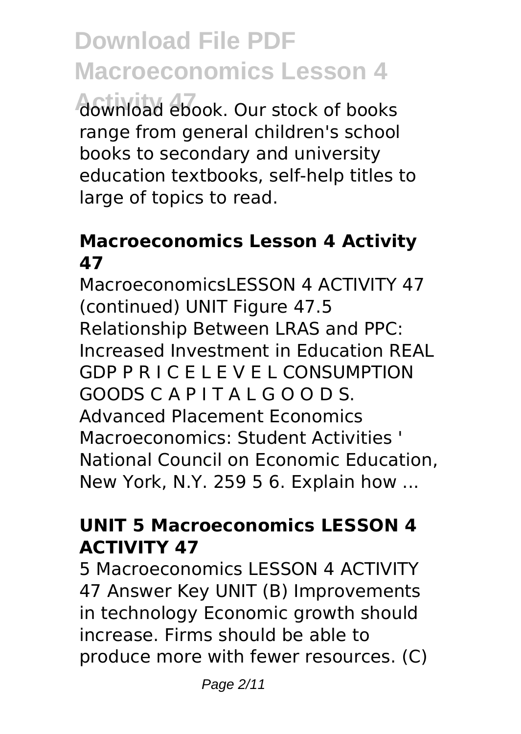download ebook. Our stock of books range from general children's school books to secondary and university education textbooks, self-help titles to large of topics to read.

## Macroeconomics Lesson 4 Activity 47

MacroeconomicsLESSON 4 ACTIVITY 47 (continued) UNIT Figure 47.5 Relationship Between LRAS and PPC: Increased Investment in Education REAL GDP P R I C E L E V E L CONSUMPTION GOODS C A P I T A L G O O D S. Advanced Placement Economics Macroeconomics: Student Activities ' National Council on Economic Education, New York, N.Y. 259 5 6. Explain how ...

## UNIT 5 Macroeconomics LESSON 4 ACTIVITY 47

5 Macroeconomics LESSON 4 ACTIVITY 47 Answer Key UNIT (B) Improvements in technology Economic growth should increase. Firms should be able to produce more with fewer resources. (C)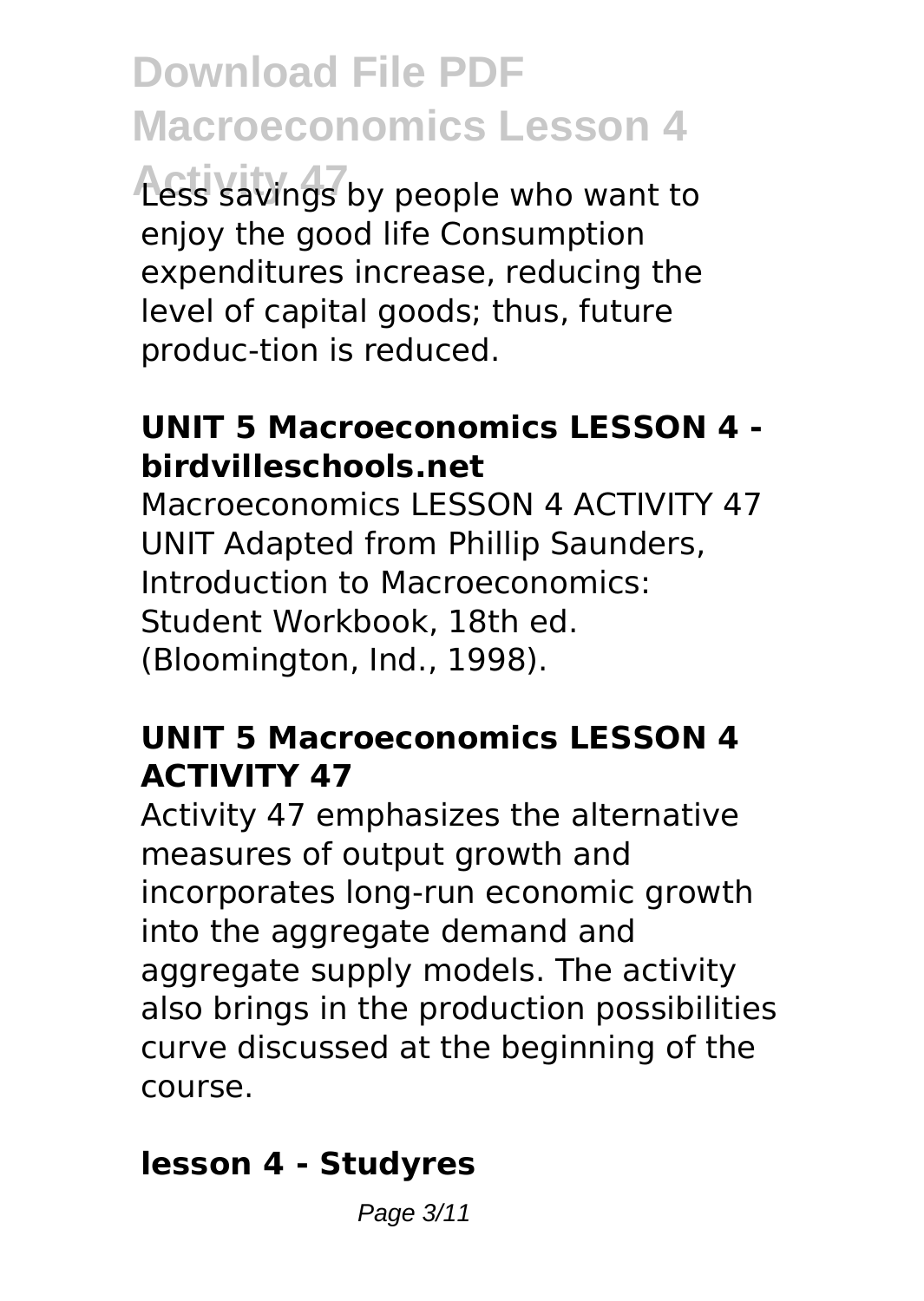Less savings by people who want to enjoy the good life Consumption expenditures increase, reducing the level of capital goods; thus, future produc-tion is reduced.

### UNIT 5 Macroeconomics LESSON 4 - birdvilleschools.net

Macroeconomics LESSON 4 ACTIVITY 47 UNIT Adapted from Phillip Saunders, Introduction to Macroeconomics: Student Workbook, 18th ed. (Bloomington, Ind., 1998).

### UNIT 5 Macroeconomics LESSON 4 ACTIVITY 47

Activity 47 emphasizes the alternative measures of output growth and incorporates long-run economic growth into the aggregate demand and aggregate supply models. The activity also brings in the production possibilities curve discussed at the beginning of the course.

### lesson 4 - Studyres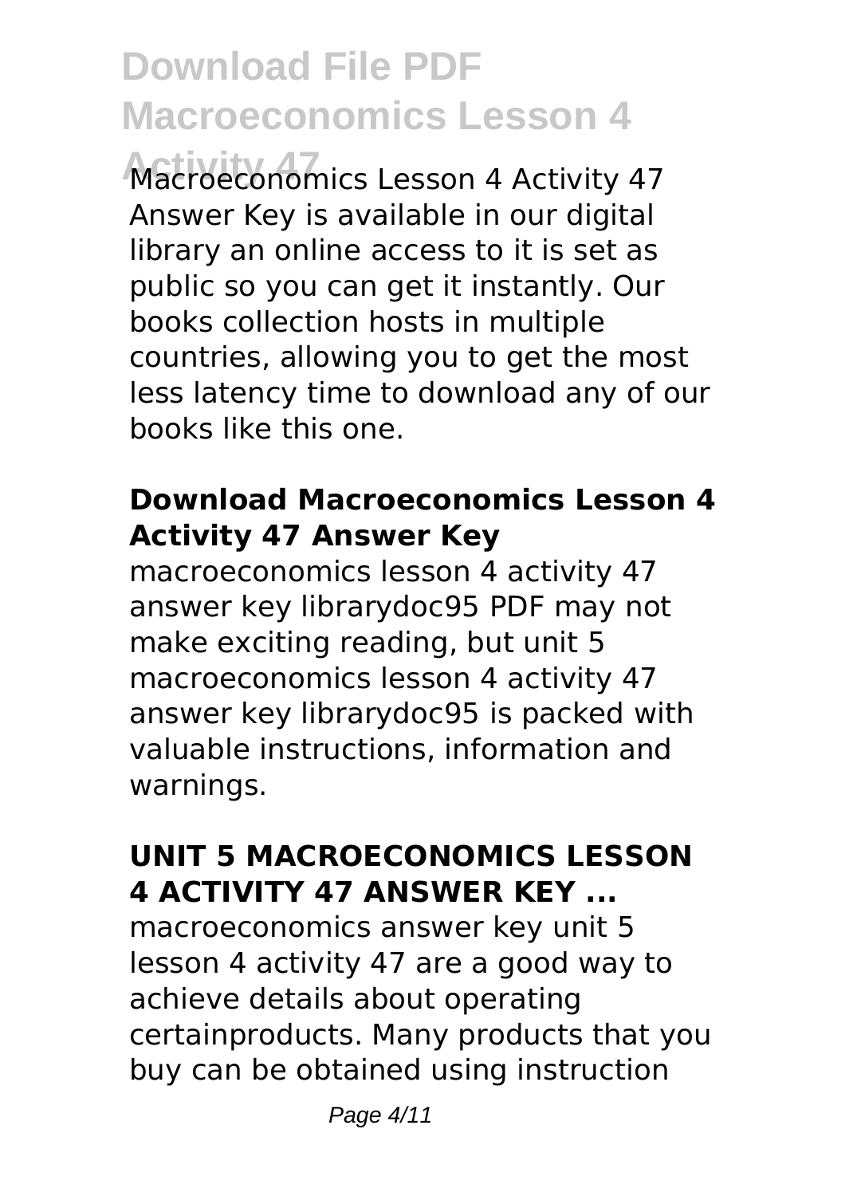Macroeconomics Lesson 4 Activity 47 Answer Key is available in our digital library an online access to it is set as public so you can get it instantly. Our books collection hosts in multiple countries, allowing you to get the most less latency time to download any of our books like this one.

### Download Macroeconomics Lesson 4 Activity 47 Answer Key

macroeconomics lesson 4 activity 47 answer key librarydoc95 PDF may not make exciting reading, but unit 5 macroeconomics lesson 4 activity 47 answer key librarydoc95 is packed with valuable instructions, information and warnings.

### UNIT 5 MACROECONOMICS LESSON 4 ACTIVITY 47 ANSWER KEY ...

macroeconomics answer key unit 5 lesson 4 activity 47 are a good way to achieve details about operating certainproducts. Many products that you buy can be obtained using instruction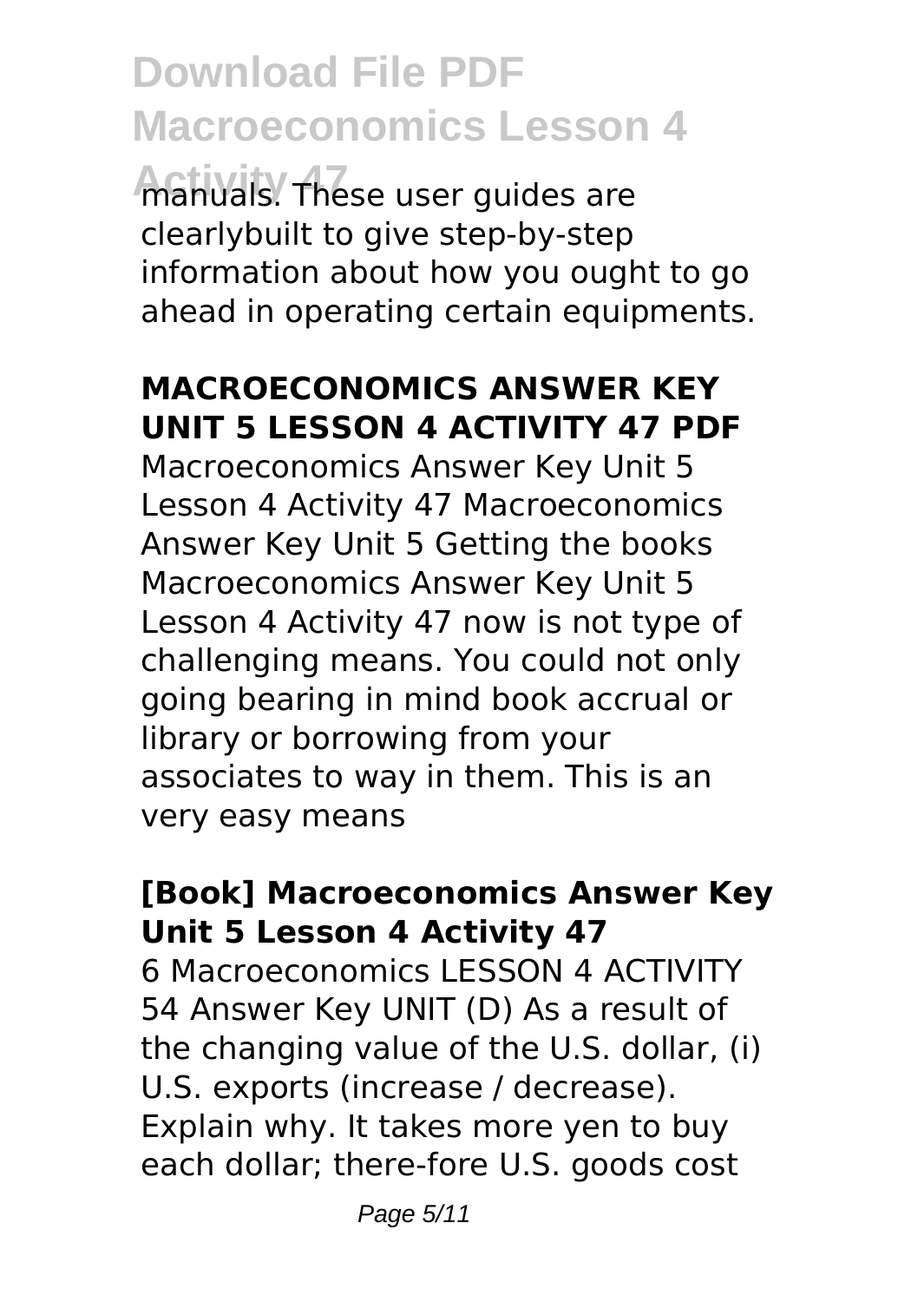manuals. These user guides are clearlybuilt to give step-by-step information about how you ought to go ahead in operating certain equipments.

## MACROECONOMICS ANSWER KEY UNIT 5 LESSON 4 ACTIVITY 47 PDF

Macroeconomics Answer Key Unit 5 Lesson 4 Activity 47 Macroeconomics Answer Key Unit 5 Getting the books Macroeconomics Answer Key Unit 5 Lesson 4 Activity 47 now is not type of challenging means. You could not only going bearing in mind book accrual or library or borrowing from your associates to way in them. This is an very easy means

## [Book] Macroeconomics Answer Key Unit 5 Lesson 4 Activity 47

6 Macroeconomics LESSON 4 ACTIVITY 54 Answer Key UNIT (D) As a result of the changing value of the U.S. dollar, (i) U.S. exports (increase / decrease). Explain why. It takes more yen to buy each dollar; there-fore U.S. goods cost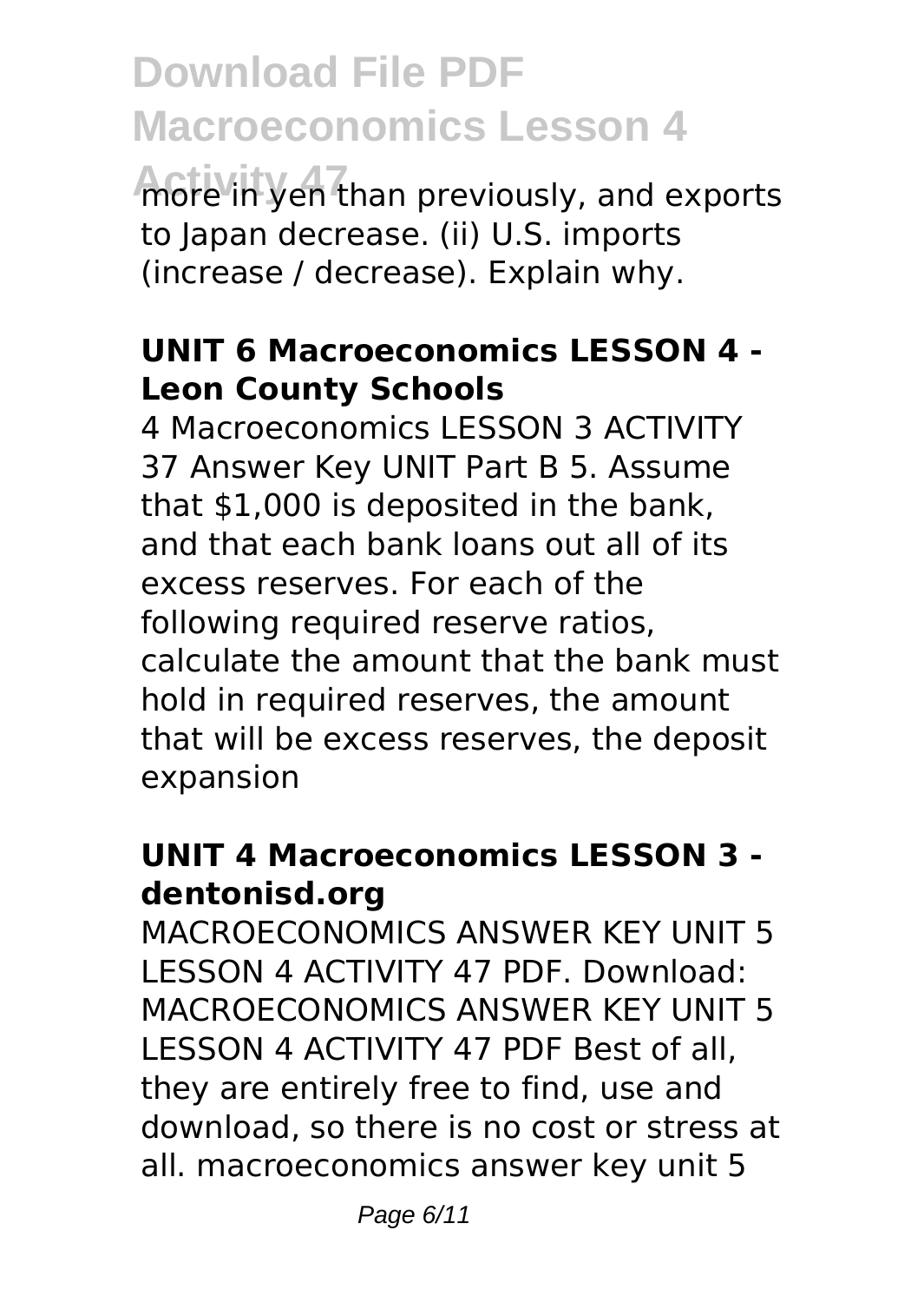more in yen than previously, and exports to Japan decrease. (ii) U.S. imports (increase / decrease). Explain why.

### UNIT 6 Macroeconomics LESSON 4 - Leon County Schools

4 Macroeconomics LESSON 3 ACTIVITY 37 Answer Key UNIT Part B 5. Assume that $1,000 is deposited in the bank, and that each bank loans out all of its excess reserves. For each of the following required reserve ratios, calculate the amount that the bank must hold in required reserves, the amount that will be excess reserves, the deposit expansion

### UNIT 4 Macroeconomics LESSON 3 - dentonisd.org

MACROECONOMICS ANSWER KEY UNIT 5 LESSON 4 ACTIVITY 47 PDF. Download: MACROECONOMICS ANSWER KEY UNIT 5 LESSON 4 ACTIVITY 47 PDF Best of all, they are entirely free to find, use and download, so there is no cost or stress at all. macroeconomics answer key unit 5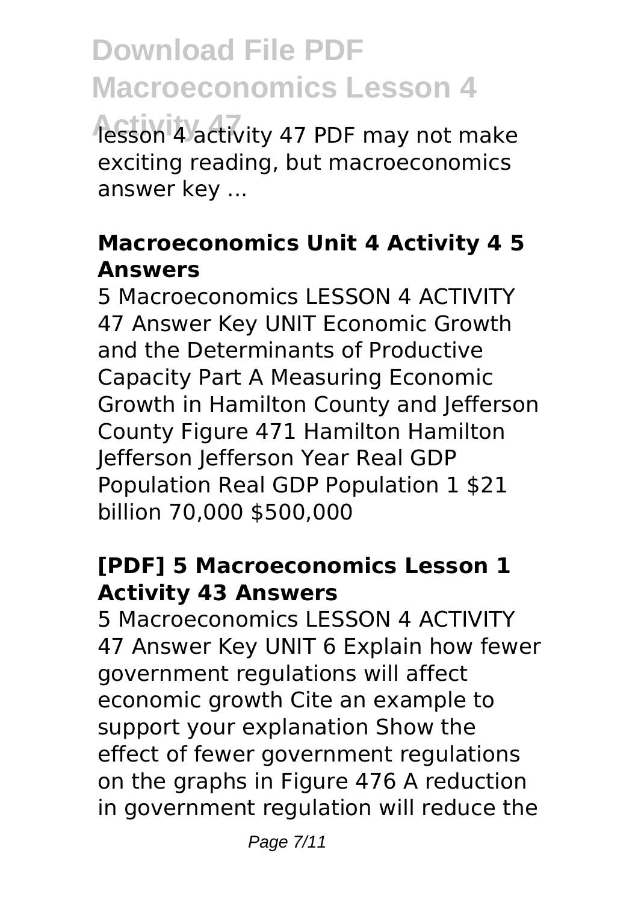lesson 4 activity 47 PDF may not make exciting reading, but macroeconomics answer key ...

### Macroeconomics Unit 4 Activity 4 5 Answers

5 Macroeconomics LESSON 4 ACTIVITY 47 Answer Key UNIT Economic Growth and the Determinants of Productive Capacity Part A Measuring Economic Growth in Hamilton County and Jefferson County Figure 471 Hamilton Hamilton Jefferson Jefferson Year Real GDP Population Real GDP Population 1 $21 billion 70,000 $500,000

### [PDF] 5 Macroeconomics Lesson 1 Activity 43 Answers

5 Macroeconomics LESSON 4 ACTIVITY 47 Answer Key UNIT 6 Explain how fewer government regulations will affect economic growth Cite an example to support your explanation Show the effect of fewer government regulations on the graphs in Figure 476 A reduction in government regulation will reduce the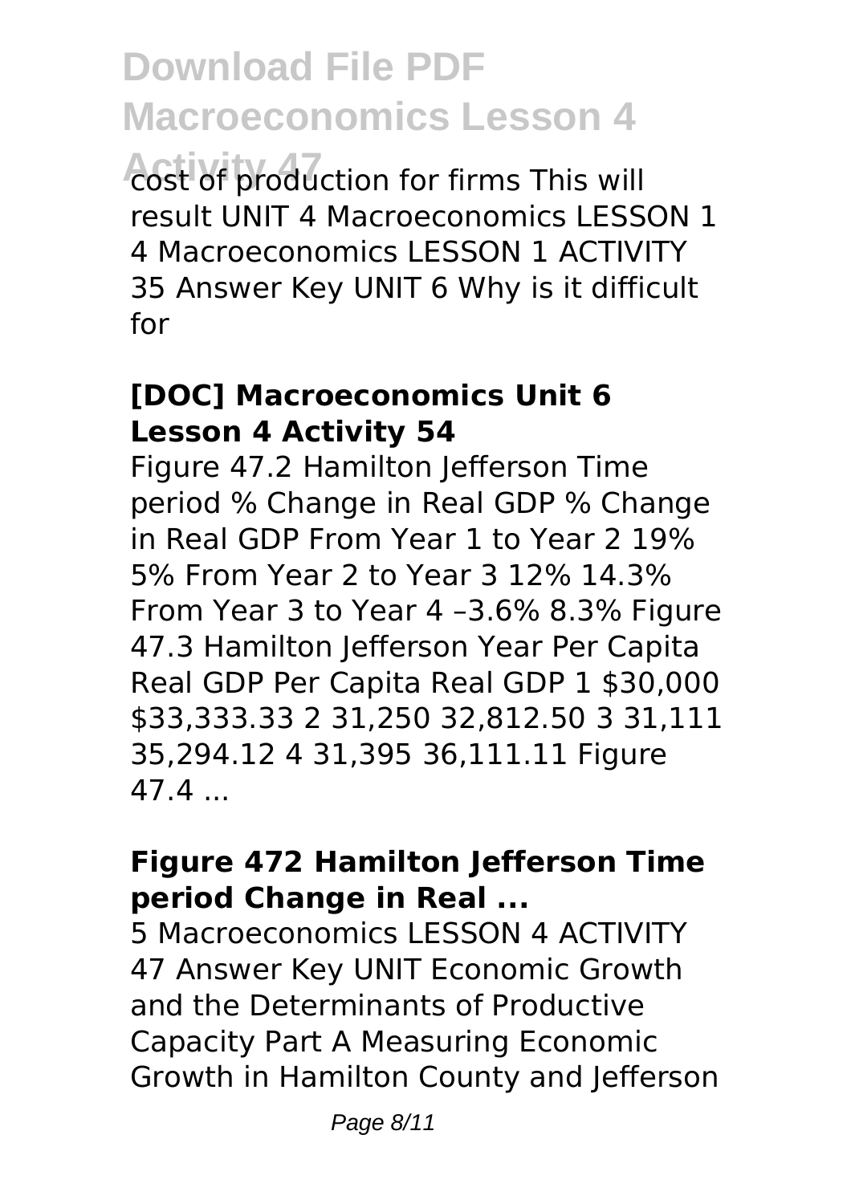cost of production for firms This will result UNIT 4 Macroeconomics LESSON 1 4 Macroeconomics LESSON 1 ACTIVITY 35 Answer Key UNIT 6 Why is it difficult for

### [DOC] Macroeconomics Unit 6 Lesson 4 Activity 54

Figure 47.2 Hamilton Jefferson Time period % Change in Real GDP % Change in Real GDP From Year 1 to Year 2 19% 5% From Year 2 to Year 3 12% 14.3% From Year 3 to Year 4 –3.6% 8.3% Figure 47.3 Hamilton Jefferson Year Per Capita Real GDP Per Capita Real GDP 1 $30,000 $33,333.33 2 31,250 32,812.50 3 31,111 35,294.12 4 31,395 36,111.11 Figure 47.4 ...

### Figure 472 Hamilton Jefferson Time period Change in Real ...

5 Macroeconomics LESSON 4 ACTIVITY 47 Answer Key UNIT Economic Growth and the Determinants of Productive Capacity Part A Measuring Economic Growth in Hamilton County and Jefferson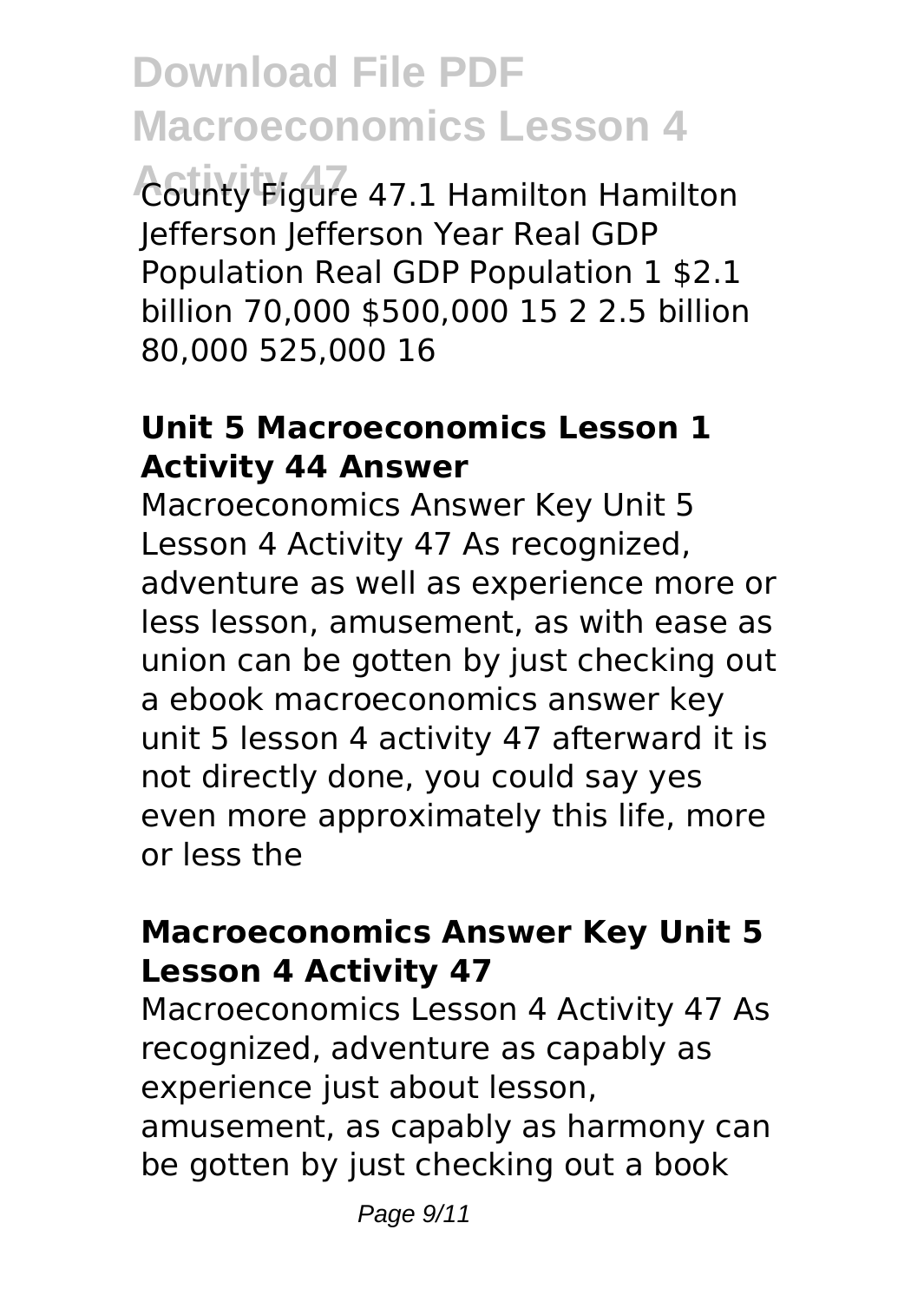County Figure 47.1 Hamilton Hamilton Jefferson Jefferson Year Real GDP Population Real GDP Population 1 $2.1 billion 70,000 $500,000 15 2 2.5 billion 80,000 525,000 16

### Unit 5 Macroeconomics Lesson 1 Activity 44 Answer

Macroeconomics Answer Key Unit 5 Lesson 4 Activity 47 As recognized, adventure as well as experience more or less lesson, amusement, as with ease as union can be gotten by just checking out a ebook macroeconomics answer key unit 5 lesson 4 activity 47 afterward it is not directly done, you could say yes even more approximately this life, more or less the

### Macroeconomics Answer Key Unit 5 Lesson 4 Activity 47

Macroeconomics Lesson 4 Activity 47 As recognized, adventure as capably as experience just about lesson, amusement, as capably as harmony can be gotten by just checking out a book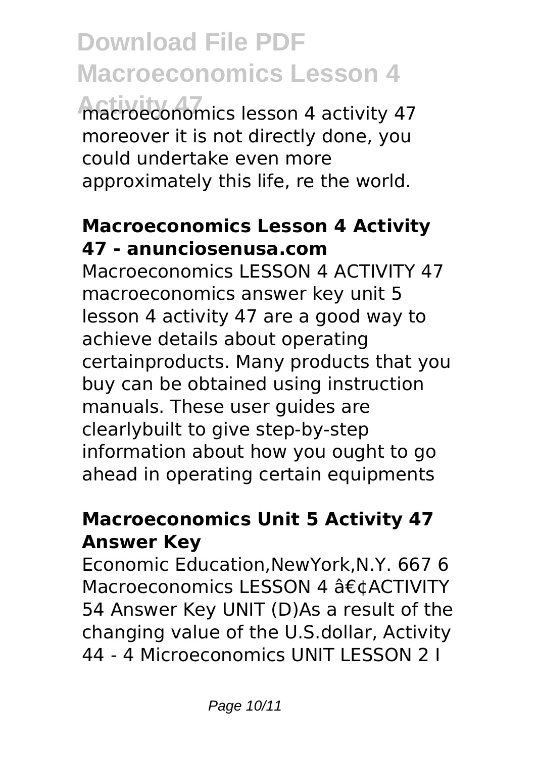macroeconomics lesson 4 activity 47 moreover it is not directly done, you could undertake even more approximately this life, re the world.

### Macroeconomics Lesson 4 Activity 47 - anunciosenusa.com

Macroeconomics LESSON 4 ACTIVITY 47 macroeconomics answer key unit 5 lesson 4 activity 47 are a good way to achieve details about operating certainproducts. Many products that you buy can be obtained using instruction manuals. These user guides are clearlybuilt to give step-by-step information about how you ought to go ahead in operating certain equipments

### Macroeconomics Unit 5 Activity 47 Answer Key

Economic Education,NewYork,N.Y. 667 6 Macroeconomics LESSON 4 â€¢ACTIVITY 54 Answer Key UNIT (D)As a result of the changing value of the U.S.dollar, Activity 44 - 4 Microeconomics UNIT LESSON 2 I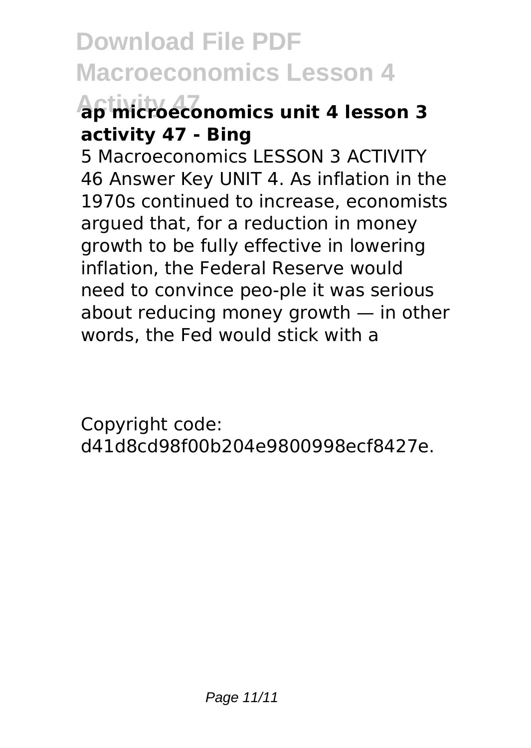## ap microeconomics unit 4 lesson 3 activity 47 - Bing

5 Macroeconomics LESSON 3 ACTIVITY 46 Answer Key UNIT 4. As inflation in the 1970s continued to increase, economists argued that, for a reduction in money growth to be fully effective in lowering inflation, the Federal Reserve would need to convince peo-ple it was serious about reducing money growth — in other words, the Fed would stick with a

Copyright code: d41d8cd98f00b204e9800998ecf8427e.